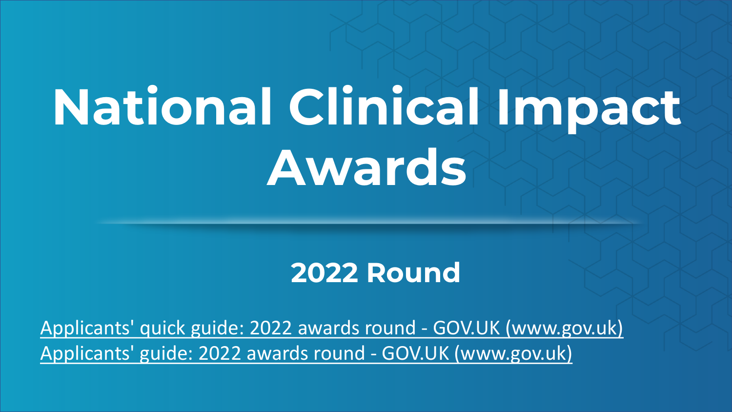# National Clinical Impact Awards

## 2022 Round

Applicants' quick guide: 2022 awards round - GOV.UK (www.gov.uk)

Applicants' guide: 2022 awards round - GOV.UK (www.gov.uk)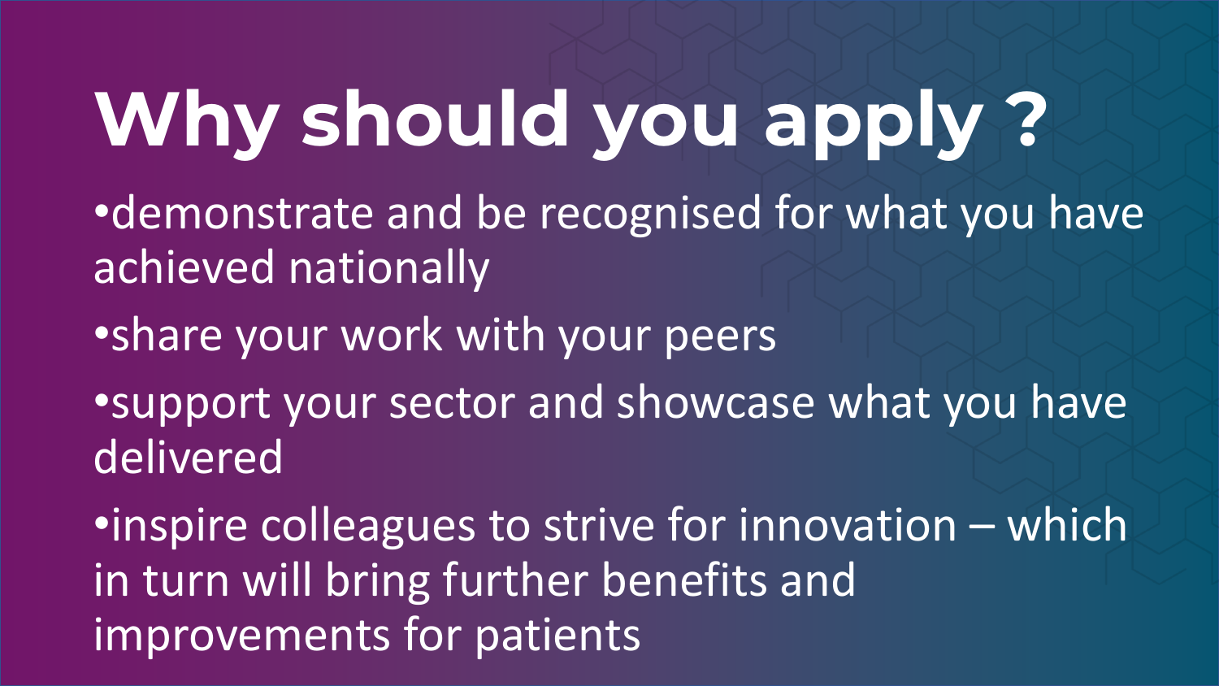# Why should you apply ?

- demonstrate and be recognised for what you have achieved nationally
- share your work with your peers
- support your sector and showcase what you have delivered
- inspire colleagues to strive for innovation – which in turn will bring further benefits and improvements for patients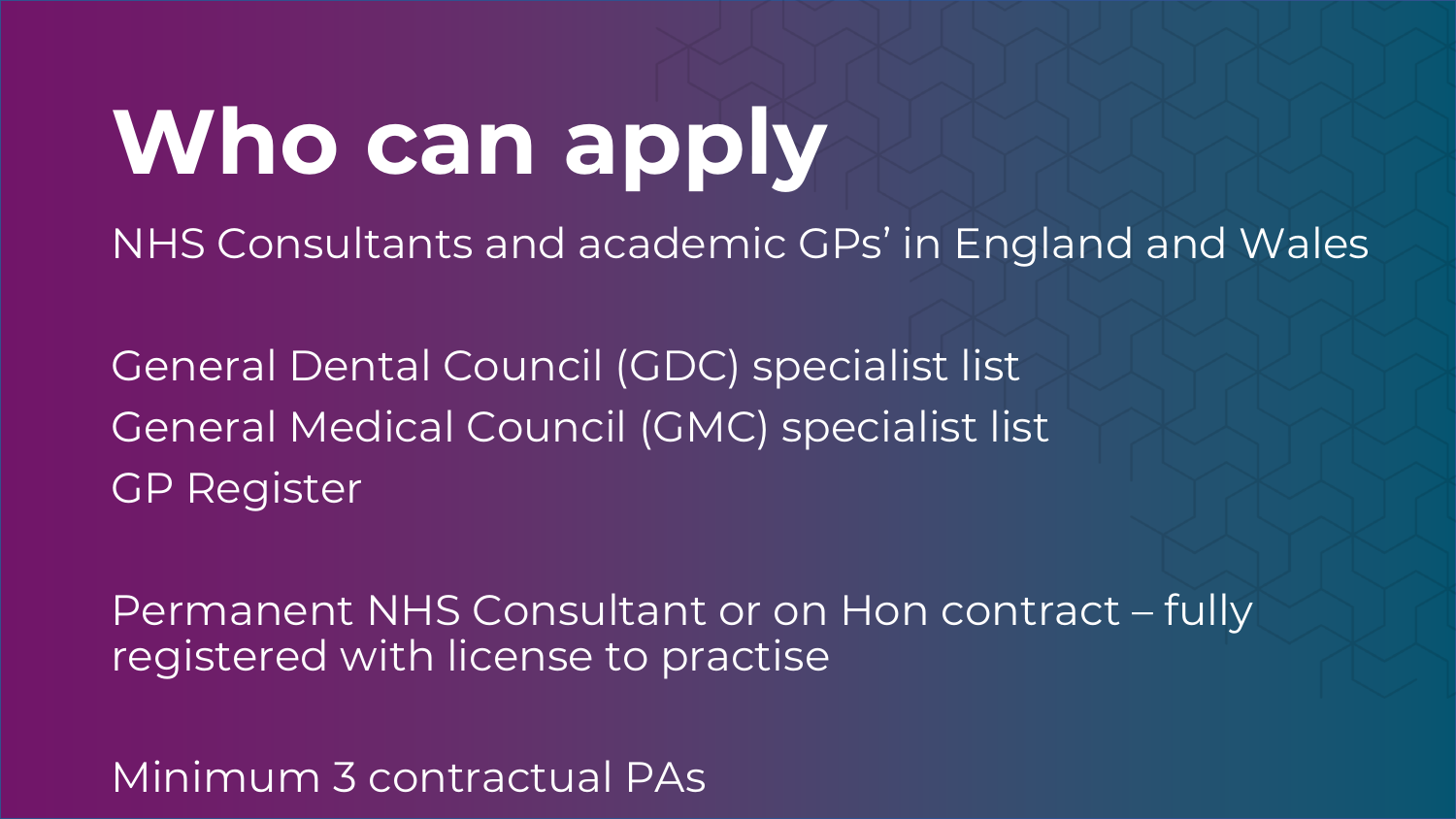# Who can apply

NHS Consultants and academic GPs’ in England and Wales

General Dental Council (GDC) specialist list
General Medical Council (GMC) specialist list
GP Register

Permanent NHS Consultant or on Hon contract – fully registered with license to practise

Minimum 3 contractual PAs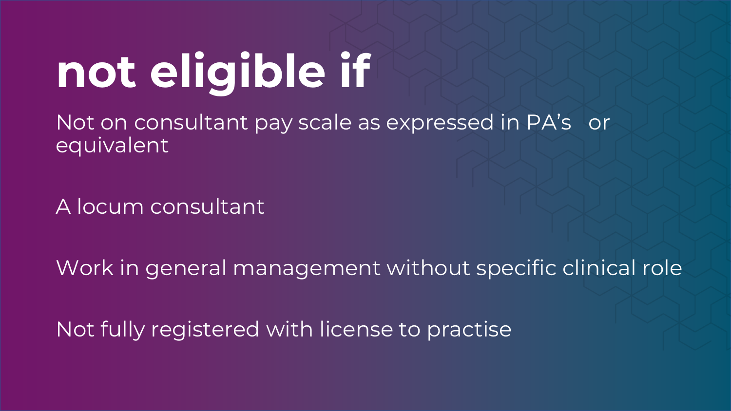# not eligible if

Not on consultant pay scale as expressed in PA's or equivalent

A locum consultant

Work in general management without specific clinical role

Not fully registered with license to practise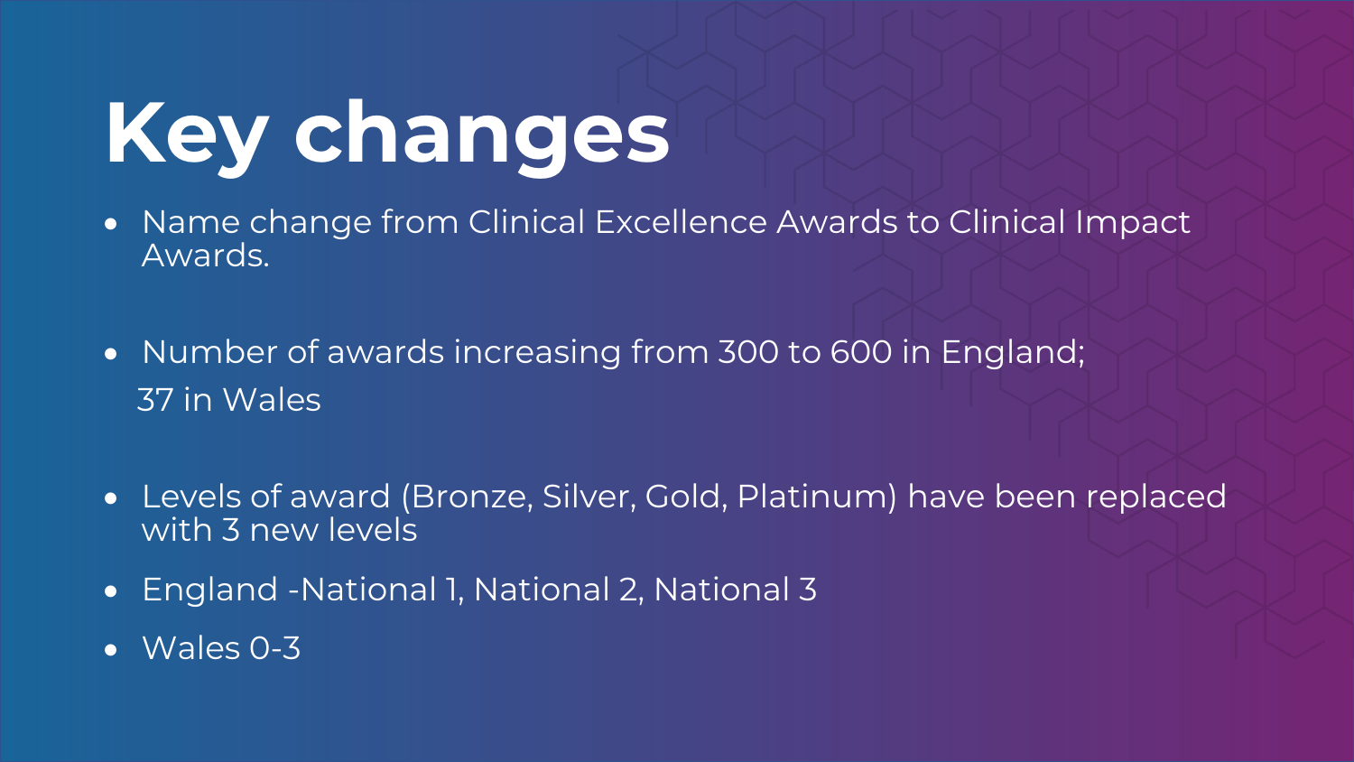# Key changes

- Name change from Clinical Excellence Awards to Clinical Impact Awards.
- Number of awards increasing from 300 to 600 in England; 37 in Wales
- Levels of award (Bronze, Silver, Gold, Platinum) have been replaced with 3 new levels
- England -National 1, National 2, National 3
- Wales 0-3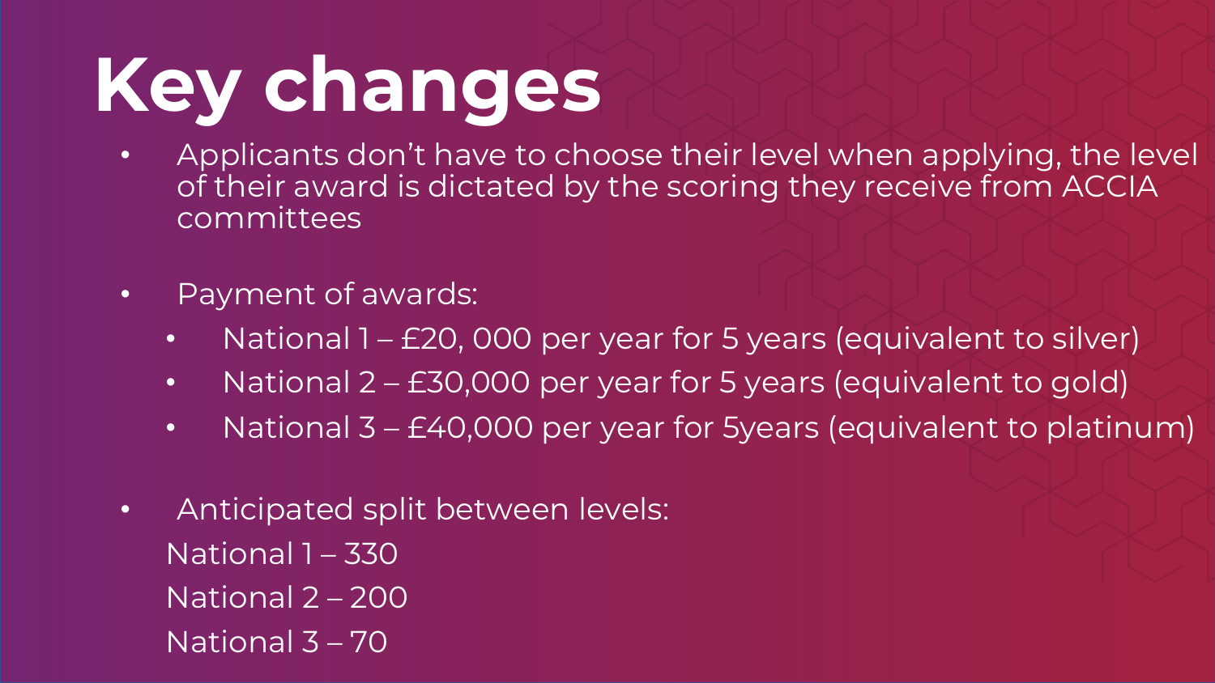# Key changes

- Applicants don't have to choose their level when applying, the level of their award is dictated by the scoring they receive from ACCIA committees

- Payment of awards:
  - National 1 – £20, 000 per year for 5 years (equivalent to silver)
  - National 2 – £30,000 per year for 5 years (equivalent to gold)
  - National 3 – £40,000 per year for 5years (equivalent to platinum)

- Anticipated split between levels:

  National 1 – 330

  National 2 – 200

  National 3 – 70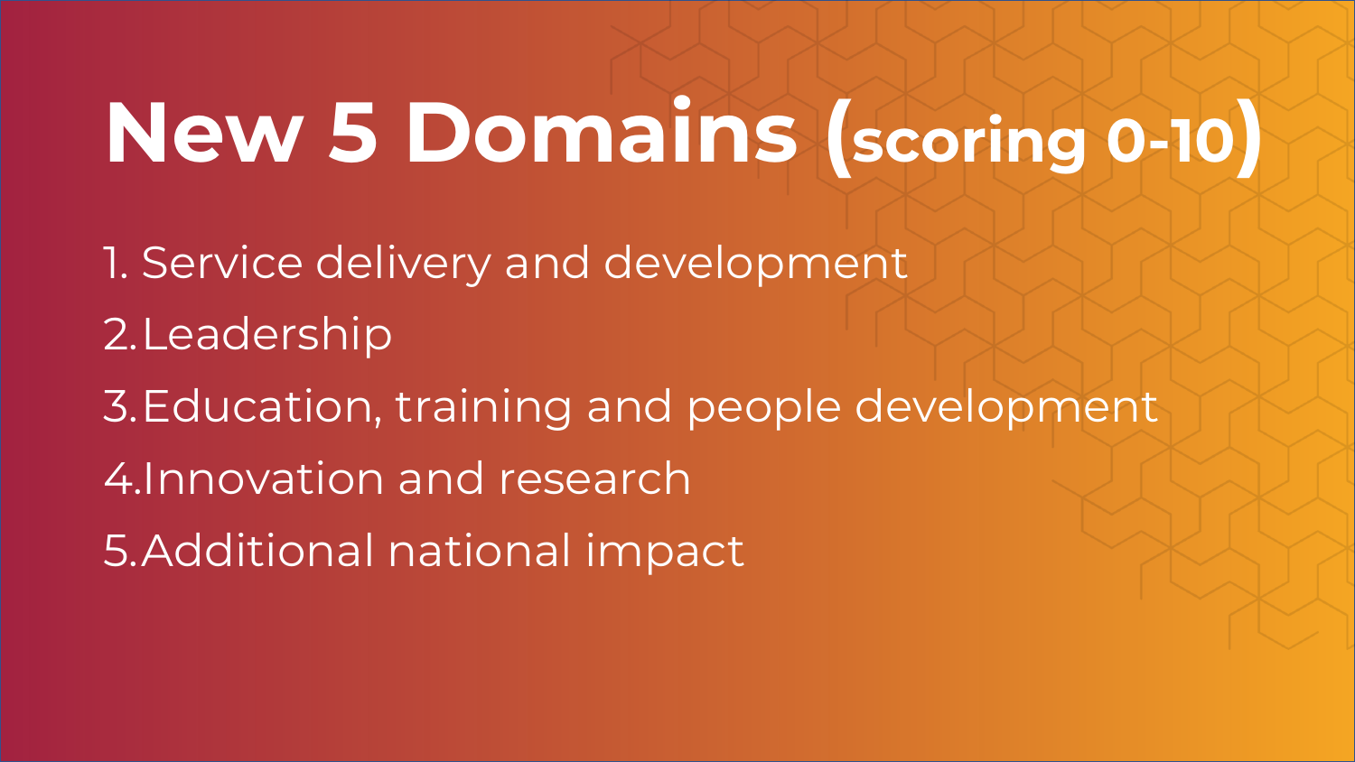# New 5 Domains (scoring 0-10)

1. Service delivery and development
2. Leadership
3. Education, training and people development
4. Innovation and research
5. Additional national impact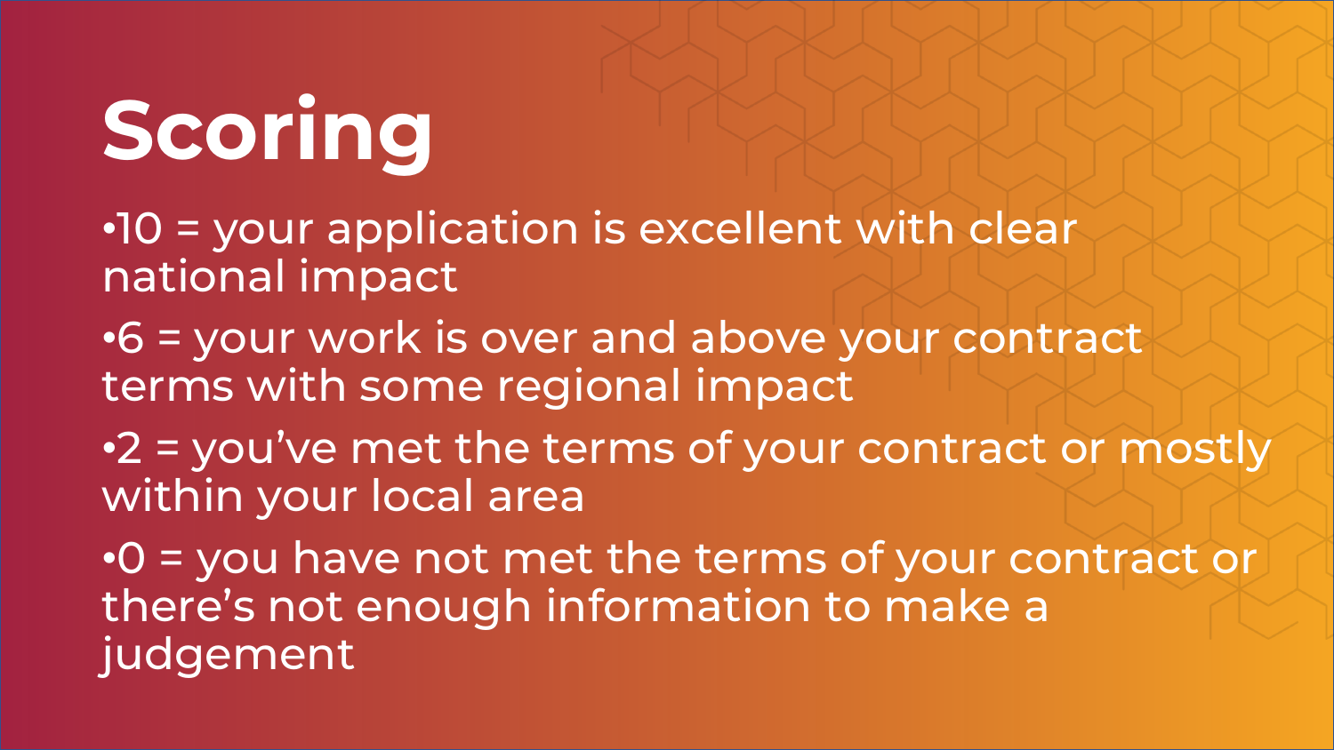# Scoring

- 10 = your application is excellent with clear national impact
- 6 = your work is over and above your contract terms with some regional impact
- 2 = you've met the terms of your contract or mostly within your local area
- 0 = you have not met the terms of your contract or there's not enough information to make a judgement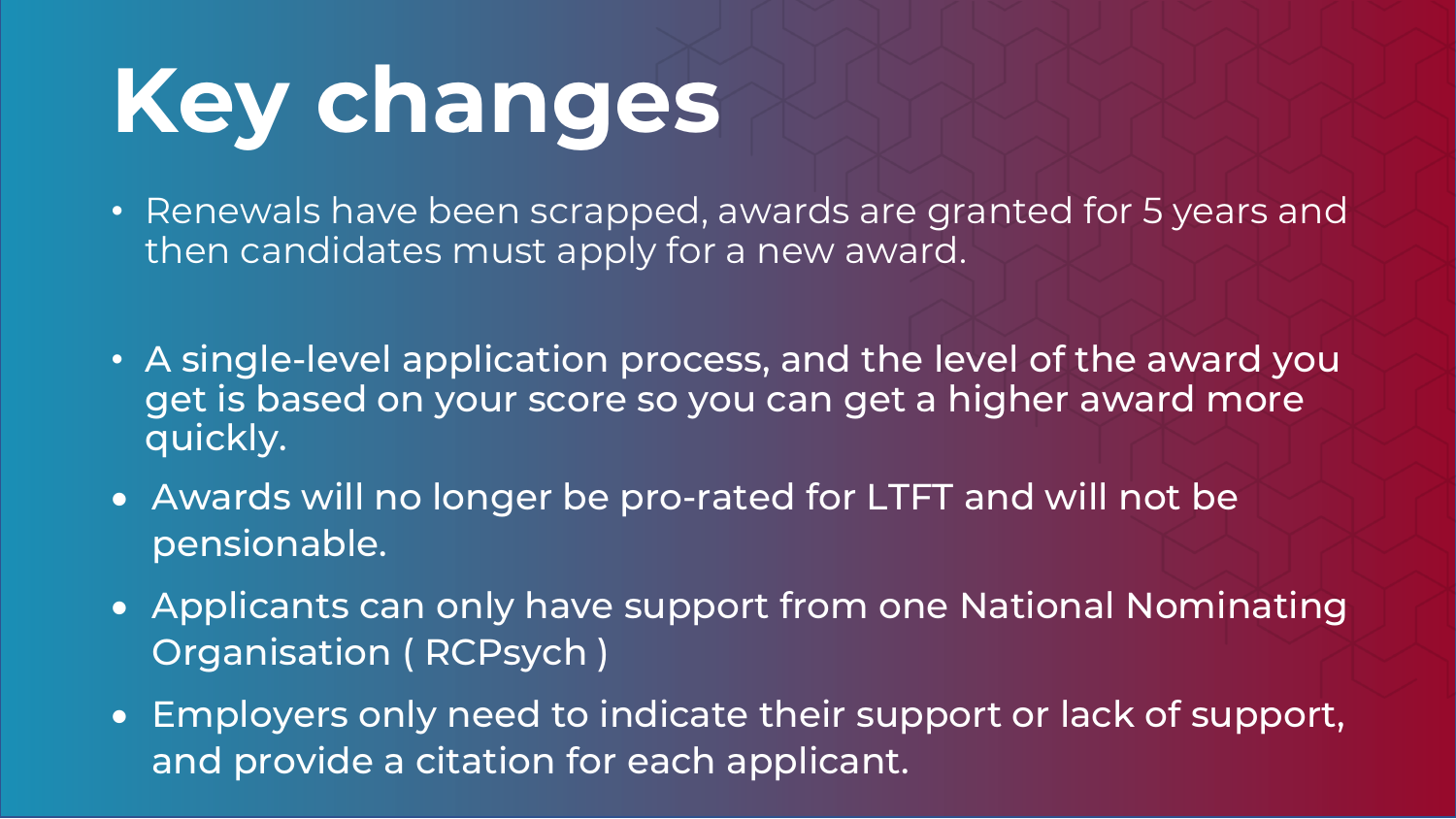# Key changes

- Renewals have been scrapped, awards are granted for 5 years and then candidates must apply for a new award.
- A single-level application process, and the level of the award you get is based on your score so you can get a higher award more quickly.
- Awards will no longer be pro-rated for LTFT and will not be pensionable.
- Applicants can only have support from one National Nominating Organisation ( RCPsych )
- Employers only need to indicate their support or lack of support, and provide a citation for each applicant.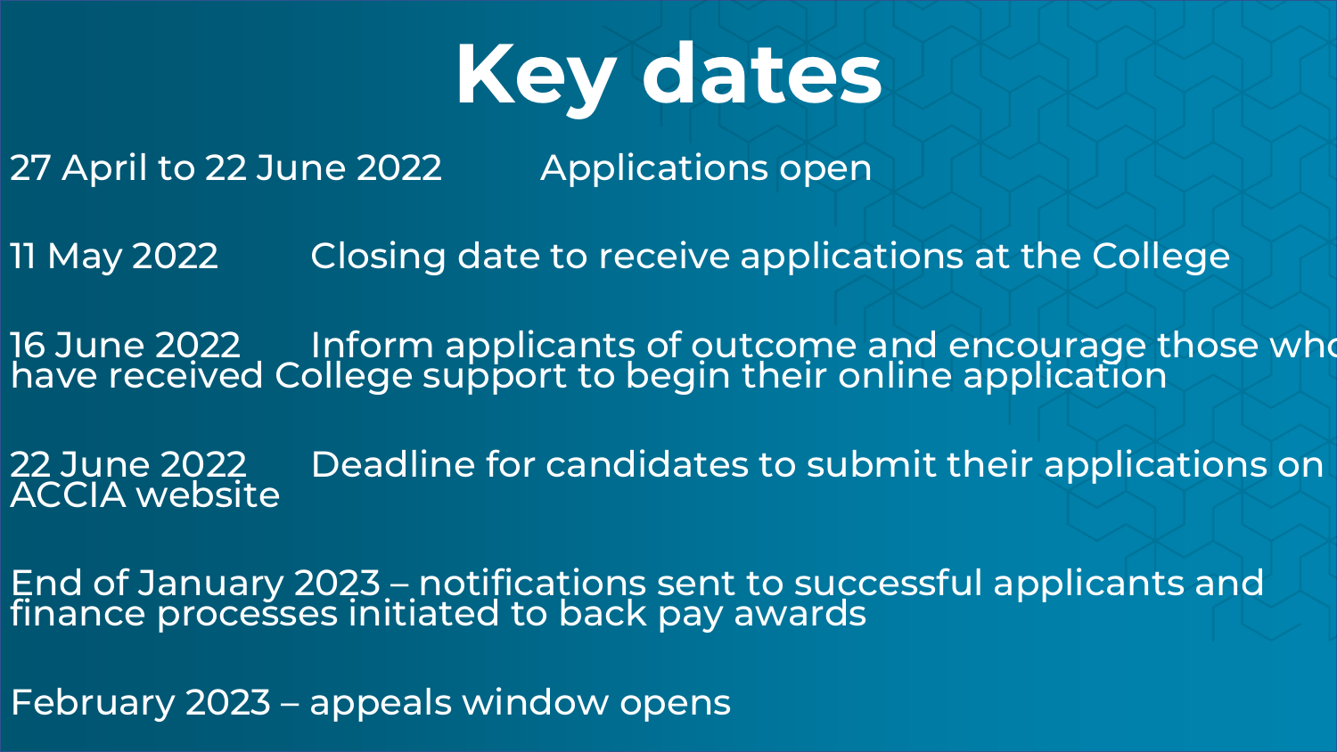# Key dates

27 April to 22 June 2022 Applications open

11 May 2022 Closing date to receive applications at the College

16 June 2022 Inform applicants of outcome and encourage those who have received College support to begin their online application

22 June 2022 Deadline for candidates to submit their applications on ACCIA website

End of January 2023 – notifications sent to successful applicants and finance processes initiated to back pay awards

February 2023 – appeals window opens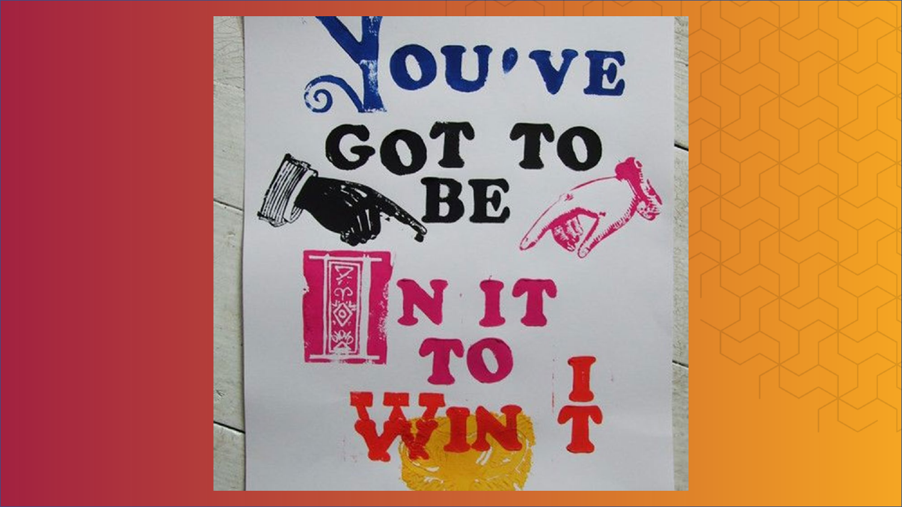YOU'VE GOT TO BE IN IT TO WIN IT